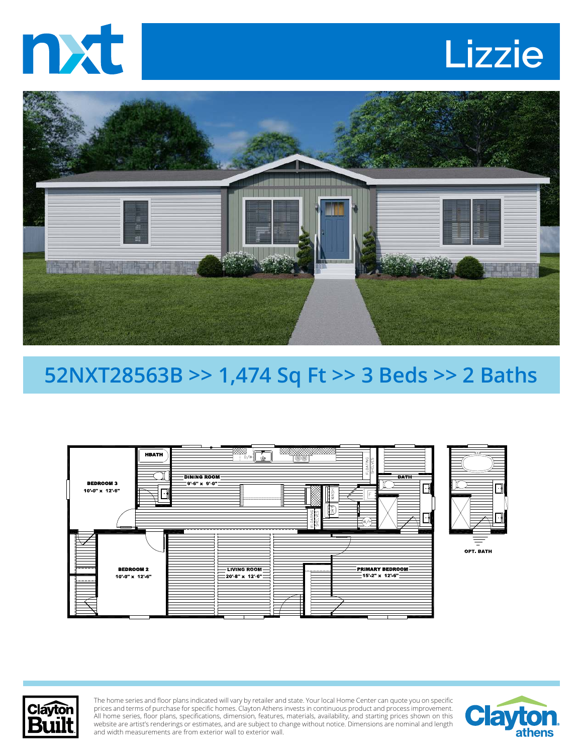# nxt

# Lizzie

## 52NXT28563B >> 1,474 Sq Ft >> 3 Beds >> 2 Baths

HBATH

BEDROOM 3
10'-0" x 12'-6"

DINING ROOM
9'-6" x 9'-0"

D/W

FLOATING SHELVES

WASH

DRY

F

W/H

BATH

BEDROOM 2
10'-0" x 12'-6"

LIVING ROOM
20'-8" x 12'-6"

PRIMARY BEDROOM
15'-2" x 12'-6"

OPT. BATH

The home series and floor plans indicated will vary by retailer and state. Your local Home Center can quote you on specific prices and terms of purchase for specific homes. Clayton Athens invests in continuous product and process improvement. All home series, floor plans, specifications, dimension, features, materials, availability, and starting prices shown on this website are artist's renderings or estimates, and are subject to change without notice. Dimensions are nominal and length and width measurements are from exterior wall to exterior wall.

Clayton Built

Clayton athens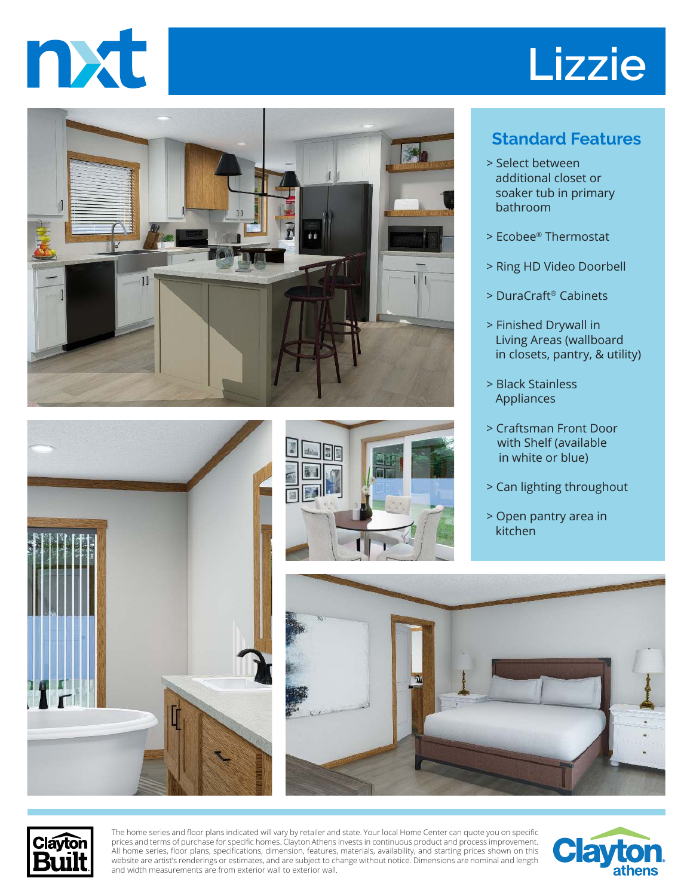nxt

# Lizzie

## Standard Features

> Select between additional closet or soaker tub in primary bathroom

> Ecobee® Thermostat

> Ring HD Video Doorbell

> DuraCraft® Cabinets

> Finished Drywall in Living Areas (wallboard in closets, pantry, & utility)

> Black Stainless Appliances

> Craftsman Front Door with Shelf (available in white or blue)

> Can lighting throughout

> Open pantry area in kitchen

Clayton Built

The home series and floor plans indicated will vary by retailer and state. Your local Home Center can quote you on specific prices and terms of purchase for specific homes. Clayton Athens invests in continuous product and process improvement. All home series, floor plans, specifications, dimension, features, materials, availability, and starting prices shown on this website are artist's renderings or estimates, and are subject to change without notice. Dimensions are nominal and length and width measurements are from exterior wall to exterior wall.

Clayton athens